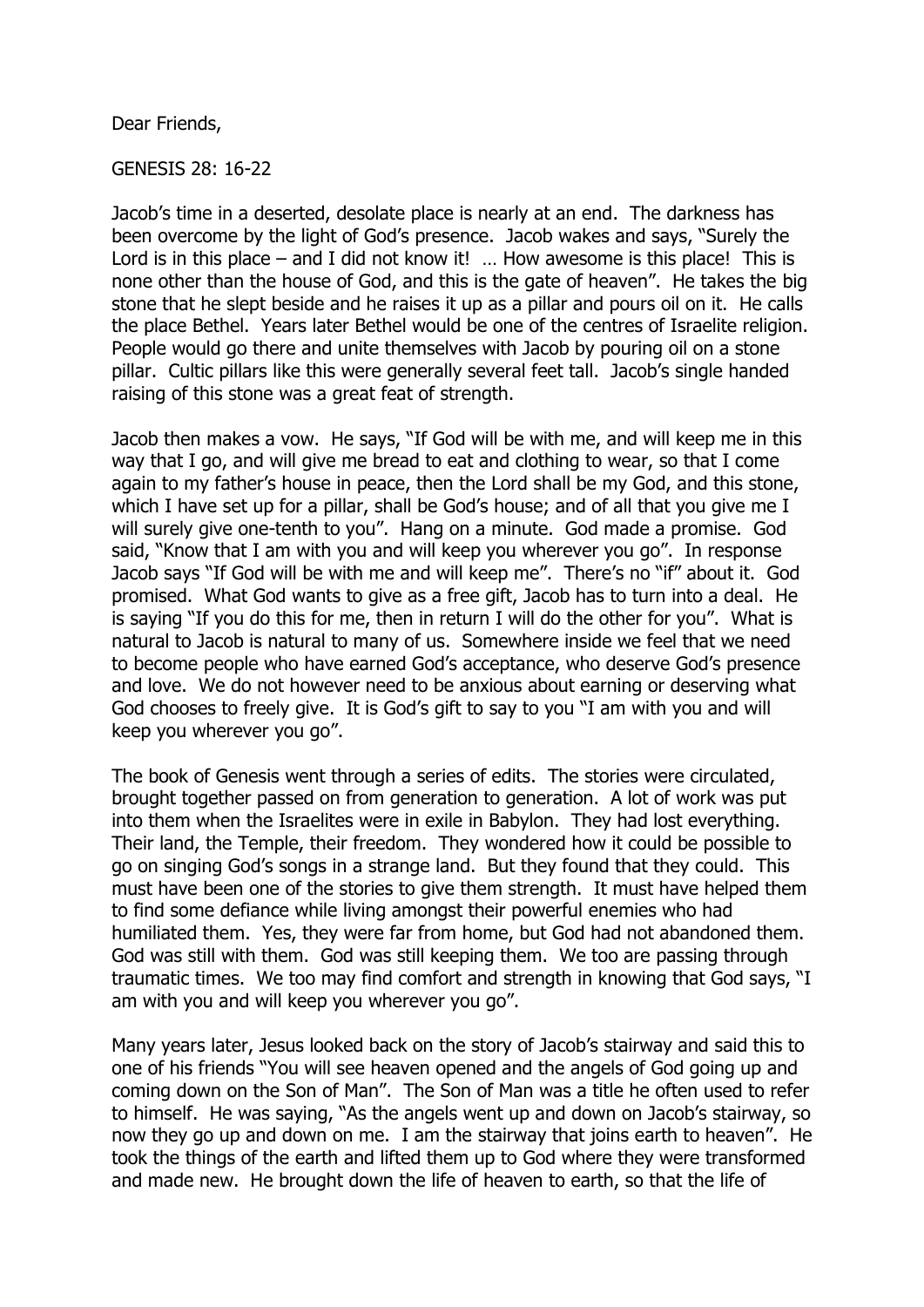Dear Friends,

GENESIS 28: 16-22

Jacob's time in a deserted, desolate place is nearly at an end. The darkness has been overcome by the light of God's presence. Jacob wakes and says, "Surely the Lord is in this place – and I did not know it! … How awesome is this place! This is none other than the house of God, and this is the gate of heaven". He takes the big stone that he slept beside and he raises it up as a pillar and pours oil on it. He calls the place Bethel. Years later Bethel would be one of the centres of Israelite religion. People would go there and unite themselves with Jacob by pouring oil on a stone pillar. Cultic pillars like this were generally several feet tall. Jacob's single handed raising of this stone was a great feat of strength.

Jacob then makes a vow. He says, "If God will be with me, and will keep me in this way that I go, and will give me bread to eat and clothing to wear, so that I come again to my father's house in peace, then the Lord shall be my God, and this stone, which I have set up for a pillar, shall be God's house; and of all that you give me I will surely give one-tenth to you". Hang on a minute. God made a promise. God said, "Know that I am with you and will keep you wherever you go". In response Jacob says "If God will be with me and will keep me". There's no "if" about it. God promised. What God wants to give as a free gift, Jacob has to turn into a deal. He is saying "If you do this for me, then in return I will do the other for you". What is natural to Jacob is natural to many of us. Somewhere inside we feel that we need to become people who have earned God's acceptance, who deserve God's presence and love. We do not however need to be anxious about earning or deserving what God chooses to freely give. It is God's gift to say to you "I am with you and will keep you wherever you go".

The book of Genesis went through a series of edits. The stories were circulated, brought together passed on from generation to generation. A lot of work was put into them when the Israelites were in exile in Babylon. They had lost everything. Their land, the Temple, their freedom. They wondered how it could be possible to go on singing God's songs in a strange land. But they found that they could. This must have been one of the stories to give them strength. It must have helped them to find some defiance while living amongst their powerful enemies who had humiliated them. Yes, they were far from home, but God had not abandoned them. God was still with them. God was still keeping them. We too are passing through traumatic times. We too may find comfort and strength in knowing that God says, "I am with you and will keep you wherever you go".

Many years later, Jesus looked back on the story of Jacob's stairway and said this to one of his friends "You will see heaven opened and the angels of God going up and coming down on the Son of Man". The Son of Man was a title he often used to refer to himself. He was saying, "As the angels went up and down on Jacob's stairway, so now they go up and down on me. I am the stairway that joins earth to heaven". He took the things of the earth and lifted them up to God where they were transformed and made new. He brought down the life of heaven to earth, so that the life of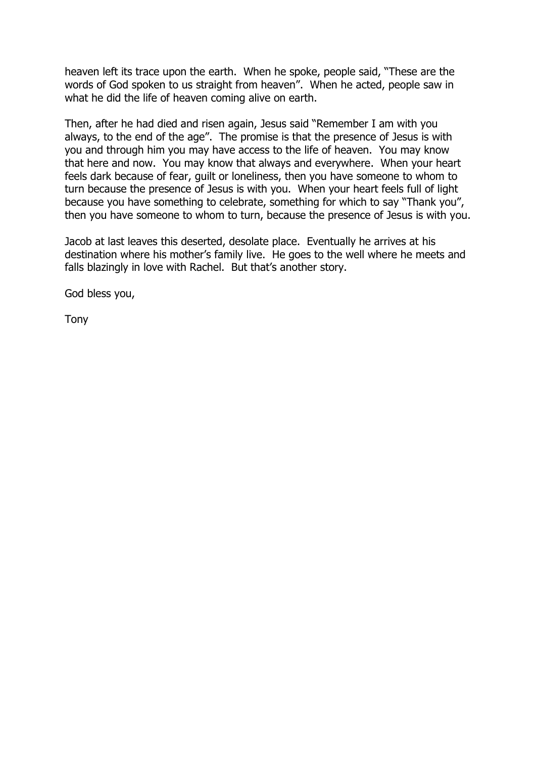heaven left its trace upon the earth. When he spoke, people said, "These are the words of God spoken to us straight from heaven". When he acted, people saw in what he did the life of heaven coming alive on earth.

Then, after he had died and risen again, Jesus said "Remember I am with you always, to the end of the age". The promise is that the presence of Jesus is with you and through him you may have access to the life of heaven. You may know that here and now. You may know that always and everywhere. When your heart feels dark because of fear, guilt or loneliness, then you have someone to whom to turn because the presence of Jesus is with you. When your heart feels full of light because you have something to celebrate, something for which to say "Thank you", then you have someone to whom to turn, because the presence of Jesus is with you.

Jacob at last leaves this deserted, desolate place. Eventually he arrives at his destination where his mother's family live. He goes to the well where he meets and falls blazingly in love with Rachel. But that's another story.

God bless you,

Tony